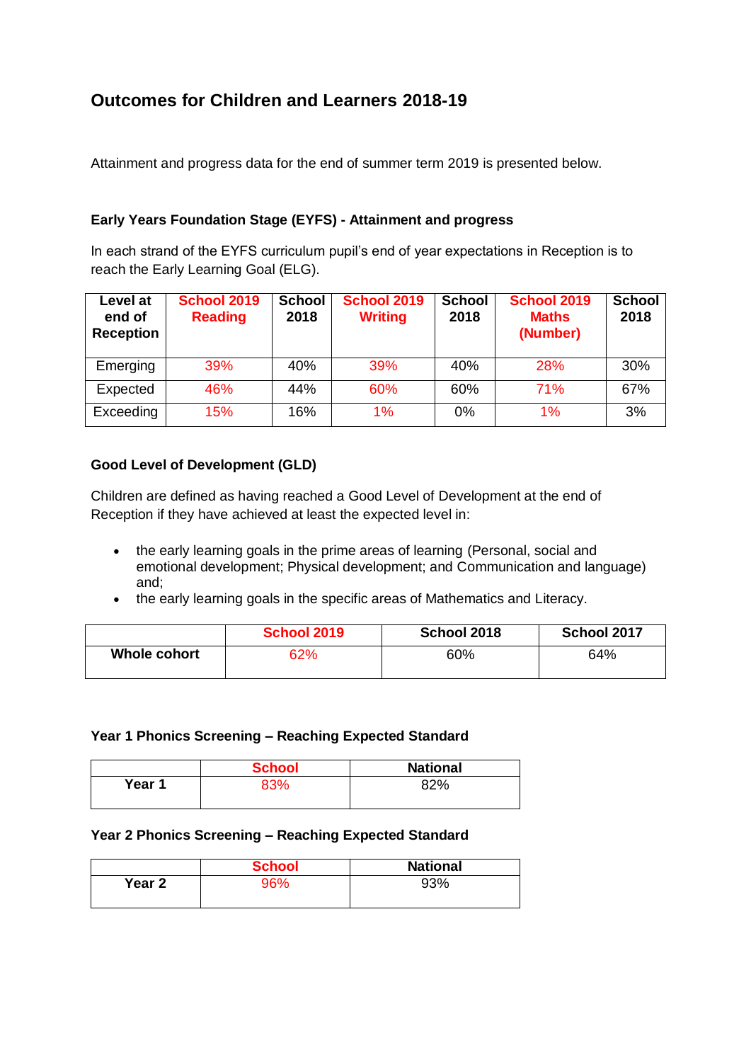# Outcomes for Children and Learners 2018-19

Attainment and progress data for the end of summer term 2019 is presented below.

### Early Years Foundation Stage (EYFS) - Attainment and progress

In each strand of the EYFS curriculum pupil's end of year expectations in Reception is to reach the Early Learning Goal (ELG).

| Level at end of Reception | School 2019 Reading | School 2018 | School 2019 Writing | School 2018 | School 2019 Maths (Number) | School 2018 |
|---|---|---|---|---|---|---|
| Emerging | 39% | 40% | 39% | 40% | 28% | 30% |
| Expected | 46% | 44% | 60% | 60% | 71% | 67% |
| Exceeding | 15% | 16% | 1% | 0% | 1% | 3% |

### Good Level of Development (GLD)

Children are defined as having reached a Good Level of Development at the end of Reception if they have achieved at least the expected level in:

- the early learning goals in the prime areas of learning (Personal, social and emotional development; Physical development; and Communication and language) and;
- the early learning goals in the specific areas of Mathematics and Literacy.

| | School 2019 | School 2018 | School 2017 |
|---|---|---|---|
| **Whole cohort** | 62% | 60% | 64% |

### Year 1 Phonics Screening – Reaching Expected Standard

| | School | National |
|---|---|---|
| **Year 1** | 83% | 82% |

### Year 2 Phonics Screening – Reaching Expected Standard

| | School | National |
|---|---|---|
| **Year 2** | 96% | 93% |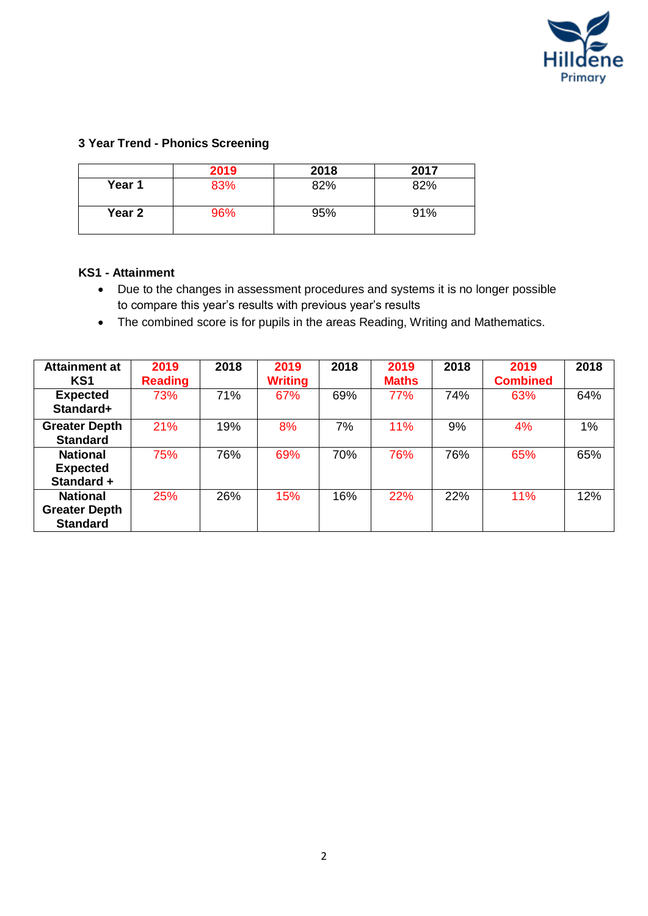### 3 Year Trend - Phonics Screening

| | 2019 | 2018 | 2017 |
|---|---|---|---|
| **Year 1** | 83% | 82% | 82% |
| **Year 2** | 96% | 95% | 91% |

### KS1 - Attainment

- Due to the changes in assessment procedures and systems it is no longer possible to compare this year's results with previous year's results
- The combined score is for pupils in the areas Reading, Writing and Mathematics.

| Attainment at KS1 | 2019 Reading | 2018 | 2019 Writing | 2018 | 2019 Maths | 2018 | 2019 Combined | 2018 |
|---|---|---|---|---|---|---|---|---|
| **Expected Standard+** | 73% | 71% | 67% | 69% | 77% | 74% | 63% | 64% |
| **Greater Depth Standard** | 21% | 19% | 8% | 7% | 11% | 9% | 4% | 1% |
| **National Expected Standard +** | 75% | 76% | 69% | 70% | 76% | 76% | 65% | 65% |
| **National Greater Depth Standard** | 25% | 26% | 15% | 16% | 22% | 22% | 11% | 12% |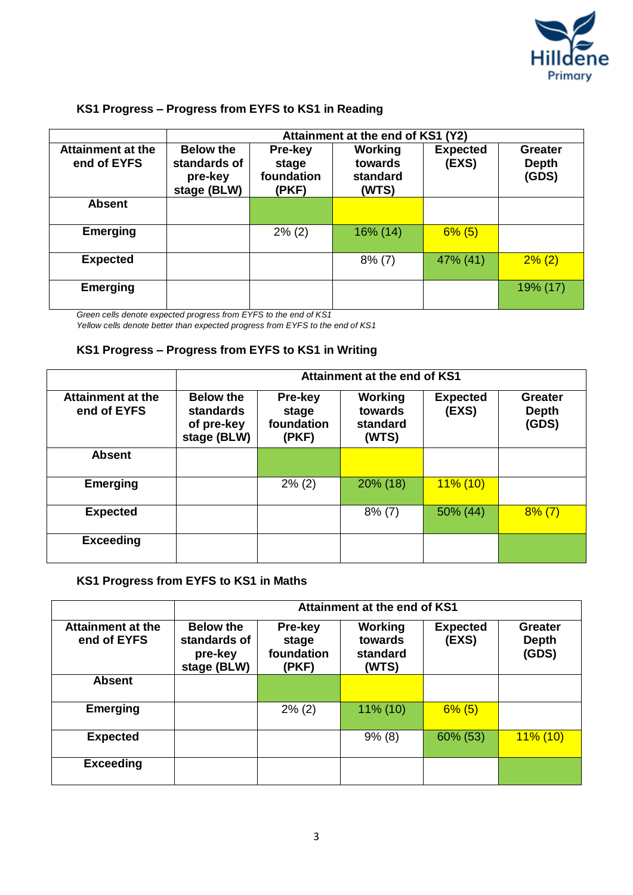### KS1 Progress – Progress from EYFS to KS1 in Reading

| | Attainment at the end of KS1 (Y2) | | | | |
|---|---|---|---|---|---|
| **Attainment at the end of EYFS** | **Below the standards of pre-key stage (BLW)** | **Pre-key stage foundation (PKF)** | **Working towards standard (WTS)** | **Expected (EXS)** | **Greater Depth (GDS)** |
| **Absent** | | | | | |
| **Emerging** | | 2% (2) | 16% (14) | 6% (5) | |
| **Expected** | | | 8% (7) | 47% (41) | 2% (2) |
| **Emerging** | | | | | 19% (17) |

*Green cells denote expected progress from EYFS to the end of KS1*
*Yellow cells denote better than expected progress from EYFS to the end of KS1*

### KS1 Progress – Progress from EYFS to KS1 in Writing

| | Attainment at the end of KS1 | | | | |
|---|---|---|---|---|---|
| **Attainment at the end of EYFS** | **Below the standards of pre-key stage (BLW)** | **Pre-key stage foundation (PKF)** | **Working towards standard (WTS)** | **Expected (EXS)** | **Greater Depth (GDS)** |
| **Absent** | | | | | |
| **Emerging** | | 2% (2) | 20% (18) | 11% (10) | |
| **Expected** | | | 8% (7) | 50% (44) | 8% (7) |
| **Exceeding** | | | | | |

### KS1 Progress from EYFS to KS1 in Maths

| | Attainment at the end of KS1 | | | | |
|---|---|---|---|---|---|
| **Attainment at the end of EYFS** | **Below the standards of pre-key stage (BLW)** | **Pre-key stage foundation (PKF)** | **Working towards standard (WTS)** | **Expected (EXS)** | **Greater Depth (GDS)** |
| **Absent** | | | | | |
| **Emerging** | | 2% (2) | 11% (10) | 6% (5) | |
| **Expected** | | | 9% (8) | 60% (53) | 11% (10) |
| **Exceeding** | | | | | |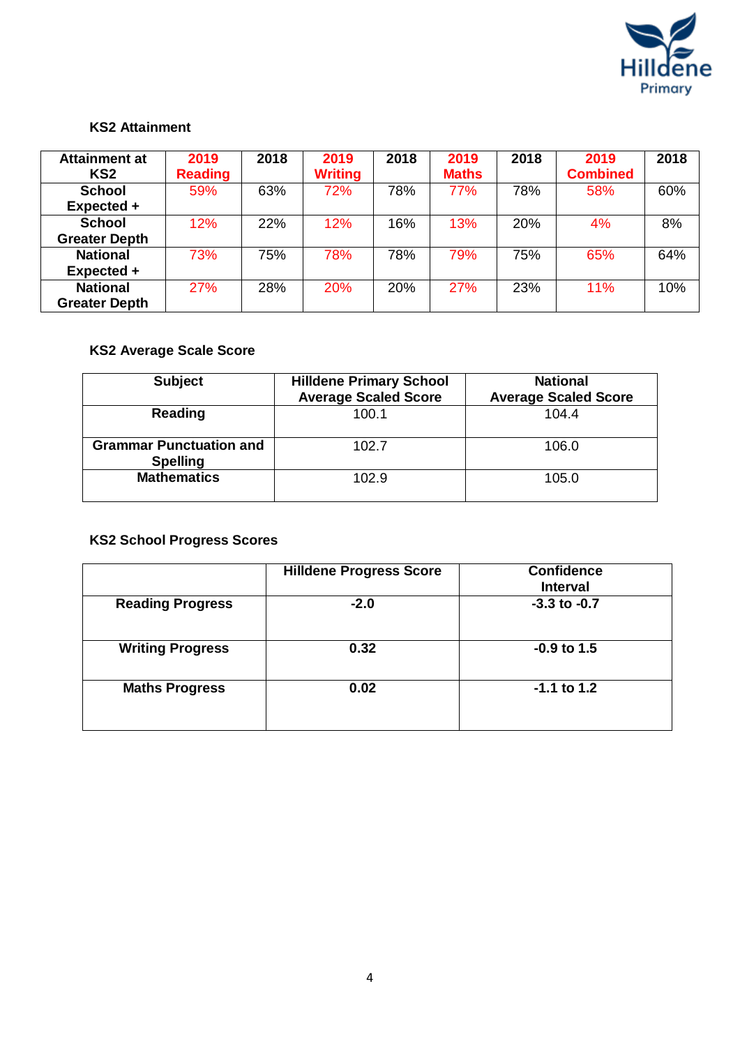### KS2 Attainment

| Attainment at KS2 | 2019 Reading | 2018 | 2019 Writing | 2018 | 2019 Maths | 2018 | 2019 Combined | 2018 |
|---|---|---|---|---|---|---|---|---|
| School Expected + | 59% | 63% | 72% | 78% | 77% | 78% | 58% | 60% |
| School Greater Depth | 12% | 22% | 12% | 16% | 13% | 20% | 4% | 8% |
| National Expected + | 73% | 75% | 78% | 78% | 79% | 75% | 65% | 64% |
| National Greater Depth | 27% | 28% | 20% | 20% | 27% | 23% | 11% | 10% |

### KS2 Average Scale Score

| Subject | Hilldene Primary School Average Scaled Score | National Average Scaled Score |
|---|---|---|
| Reading | 100.1 | 104.4 |
| Grammar Punctuation and Spelling | 102.7 | 106.0 |
| Mathematics | 102.9 | 105.0 |

### KS2 School Progress Scores

| | Hilldene Progress Score | Confidence Interval |
|---|---|---|
| **Reading Progress** | **-2.0** | **-3.3 to -0.7** |
| **Writing Progress** | **0.32** | **-0.9 to 1.5** |
| **Maths Progress** | **0.02** | **-1.1 to 1.2** |